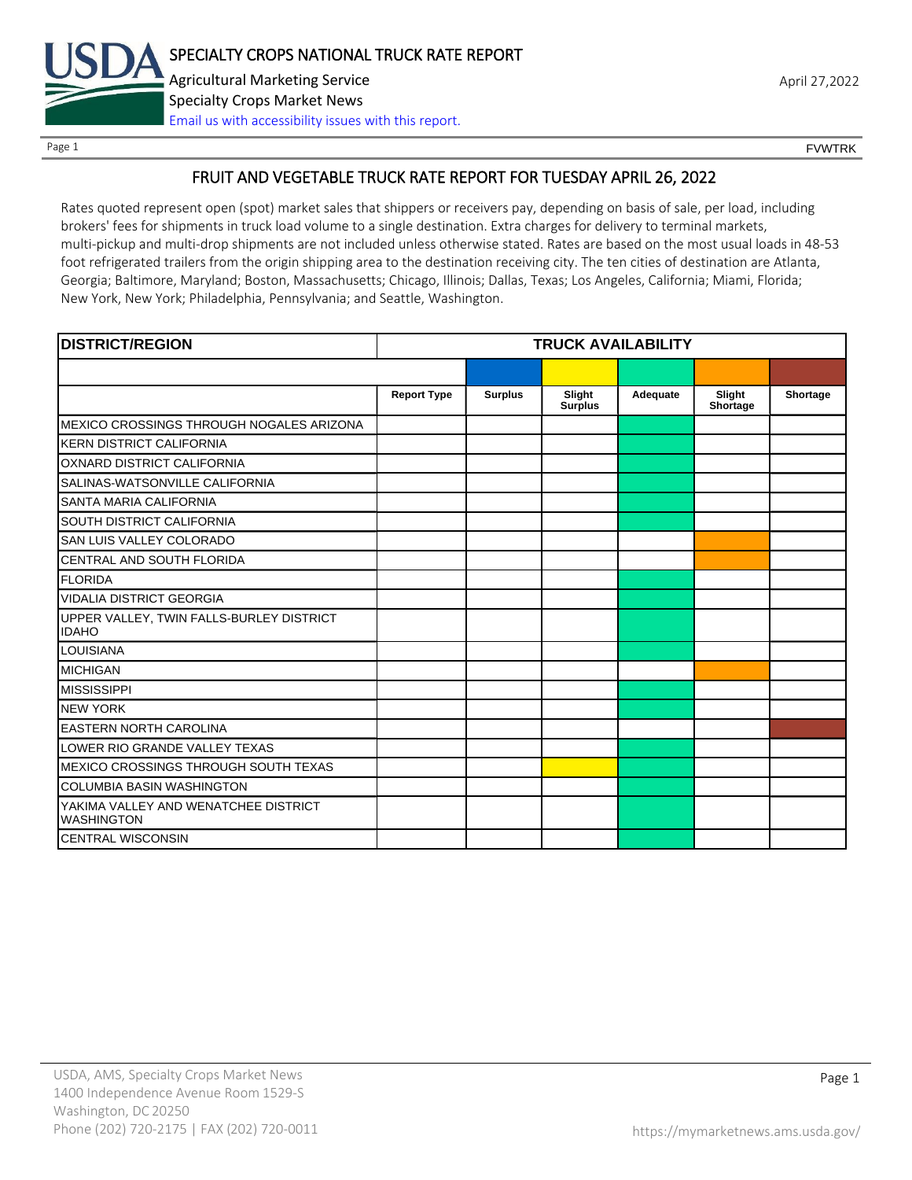## FRUIT AND VEGETABLE TRUCK RATE REPORT FOR TUESDAY APRIL 26, 2022

Rates quoted represent open (spot) market sales that shippers or receivers pay, depending on basis of sale, per load, including brokers' fees for shipments in truck load volume to a single destination. Extra charges for delivery to terminal markets, multi-pickup and multi-drop shipments are not included unless otherwise stated. Rates are based on the most usual loads in 48-53 foot refrigerated trailers from the origin shipping area to the destination receiving city. The ten cities of destination are Atlanta, Georgia; Baltimore, Maryland; Boston, Massachusetts; Chicago, Illinois; Dallas, Texas; Los Angeles, California; Miami, Florida; New York, New York; Philadelphia, Pennsylvania; and Seattle, Washington.

| DISTRICT/REGION | TRUCK AVAILABILITY | | | | | |
|---|---|---|---|---|---|---|
| | Report Type | Surplus | Slight Surplus | Adequate | Slight Shortage | Shortage |
| MEXICO CROSSINGS THROUGH NOGALES ARIZONA | | | | X | | |
| KERN DISTRICT CALIFORNIA | | | | X | | |
| OXNARD DISTRICT CALIFORNIA | | | | X | | |
| SALINAS-WATSONVILLE CALIFORNIA | | | | X | | |
| SANTA MARIA CALIFORNIA | | | | X | | |
| SOUTH DISTRICT CALIFORNIA | | | | X | | |
| SAN LUIS VALLEY COLORADO | | | | | X | |
| CENTRAL AND SOUTH FLORIDA | | | | | X | |
| FLORIDA | | | | X | | |
| VIDALIA DISTRICT GEORGIA | | | | X | | |
| UPPER VALLEY, TWIN FALLS-BURLEY DISTRICT IDAHO | | | | X | | |
| LOUISIANA | | | | X | | |
| MICHIGAN | | | | | X | |
| MISSISSIPPI | | | | X | | |
| NEW YORK | | | | X | | |
| EASTERN NORTH CAROLINA | | | | | | X |
| LOWER RIO GRANDE VALLEY TEXAS | | | | X | | |
| MEXICO CROSSINGS THROUGH SOUTH TEXAS | | | X | X | | |
| COLUMBIA BASIN WASHINGTON | | | | X | | |
| YAKIMA VALLEY AND WENATCHEE DISTRICT WASHINGTON | | | | X | | |
| CENTRAL WISCONSIN | | | | X | | |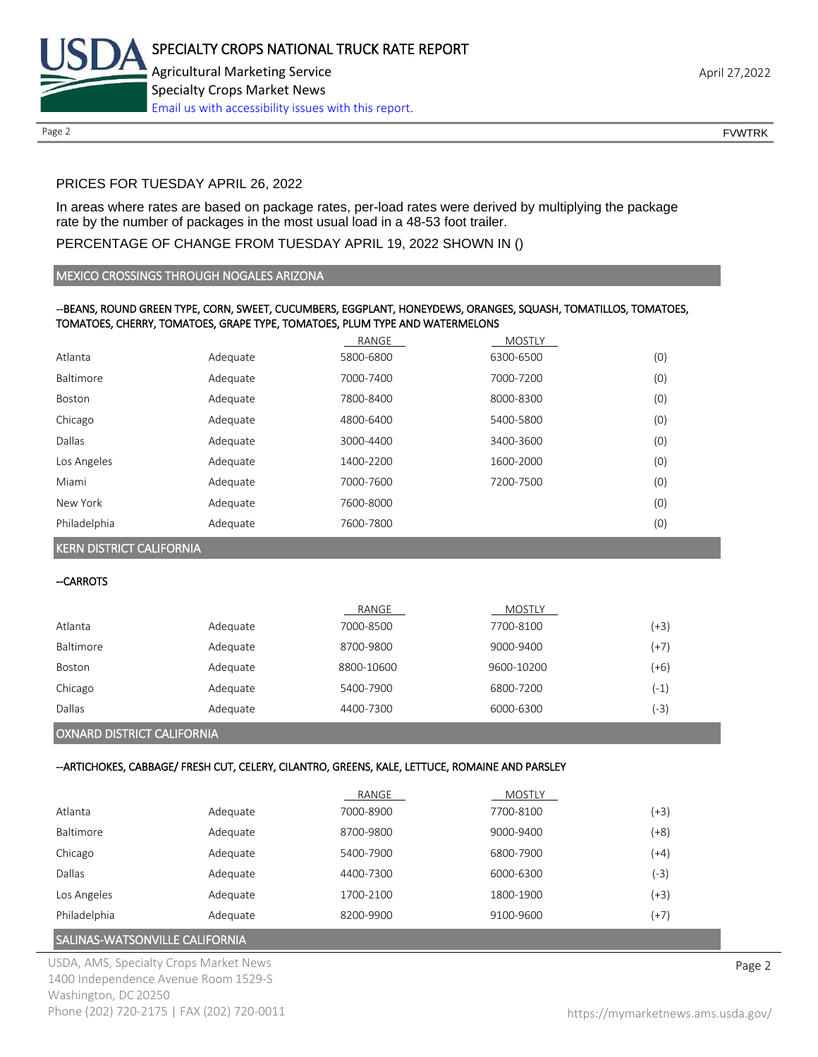PRICES FOR TUESDAY APRIL 26, 2022

In areas where rates are based on package rates, per-load rates were derived by multiplying the package rate by the number of packages in the most usual load in a 48-53 foot trailer.

PERCENTAGE OF CHANGE FROM TUESDAY APRIL 19, 2022 SHOWN IN ()

## MEXICO CROSSINGS THROUGH NOGALES ARIZONA

--BEANS, ROUND GREEN TYPE, CORN, SWEET, CUCUMBERS, EGGPLANT, HONEYDEWS, ORANGES, SQUASH, TOMATILLOS, TOMATOES, TOMATOES, CHERRY, TOMATOES, GRAPE TYPE, TOMATOES, PLUM TYPE AND WATERMELONS

| | | RANGE | MOSTLY | |
|---|---|---|---|---|
| Atlanta | Adequate | 5800-6800 | 6300-6500 | (0) |
| Baltimore | Adequate | 7000-7400 | 7000-7200 | (0) |
| Boston | Adequate | 7800-8400 | 8000-8300 | (0) |
| Chicago | Adequate | 4800-6400 | 5400-5800 | (0) |
| Dallas | Adequate | 3000-4400 | 3400-3600 | (0) |
| Los Angeles | Adequate | 1400-2200 | 1600-2000 | (0) |
| Miami | Adequate | 7000-7600 | 7200-7500 | (0) |
| New York | Adequate | 7600-8000 | | (0) |
| Philadelphia | Adequate | 7600-7800 | | (0) |

## KERN DISTRICT CALIFORNIA

--CARROTS

| | | RANGE | MOSTLY | |
|---|---|---|---|---|
| Atlanta | Adequate | 7000-8500 | 7700-8100 | (+3) |
| Baltimore | Adequate | 8700-9800 | 9000-9400 | (+7) |
| Boston | Adequate | 8800-10600 | 9600-10200 | (+6) |
| Chicago | Adequate | 5400-7900 | 6800-7200 | (-1) |
| Dallas | Adequate | 4400-7300 | 6000-6300 | (-3) |

## OXNARD DISTRICT CALIFORNIA

--ARTICHOKES, CABBAGE/ FRESH CUT, CELERY, CILANTRO, GREENS, KALE, LETTUCE, ROMAINE AND PARSLEY

| | | RANGE | MOSTLY | |
|---|---|---|---|---|
| Atlanta | Adequate | 7000-8900 | 7700-8100 | (+3) |
| Baltimore | Adequate | 8700-9800 | 9000-9400 | (+8) |
| Chicago | Adequate | 5400-7900 | 6800-7900 | (+4) |
| Dallas | Adequate | 4400-7300 | 6000-6300 | (-3) |
| Los Angeles | Adequate | 1700-2100 | 1800-1900 | (+3) |
| Philadelphia | Adequate | 8200-9900 | 9100-9600 | (+7) |

## SALINAS-WATSONVILLE CALIFORNIA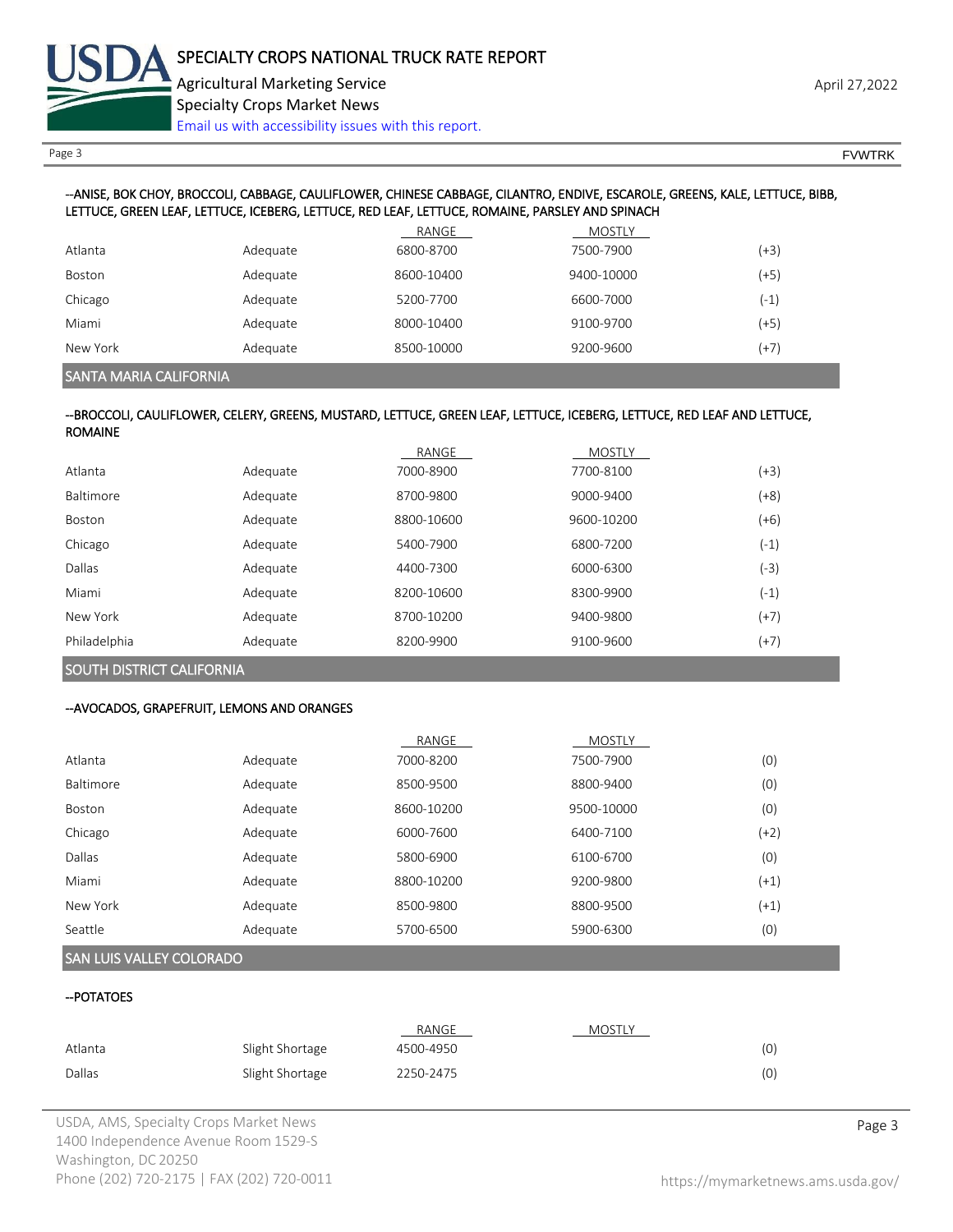--ANISE, BOK CHOY, BROCCOLI, CABBAGE, CAULIFLOWER, CHINESE CABBAGE, CILANTRO, ENDIVE, ESCAROLE, GREENS, KALE, LETTUCE, BIBB, LETTUCE, GREEN LEAF, LETTUCE, ICEBERG, LETTUCE, RED LEAF, LETTUCE, ROMAINE, PARSLEY AND SPINACH

| | | RANGE | MOSTLY | |
|---|---|---|---|---|
| Atlanta | Adequate | 6800-8700 | 7500-7900 | (+3) |
| Boston | Adequate | 8600-10400 | 9400-10000 | (+5) |
| Chicago | Adequate | 5200-7700 | 6600-7000 | (-1) |
| Miami | Adequate | 8000-10400 | 9100-9700 | (+5) |
| New York | Adequate | 8500-10000 | 9200-9600 | (+7) |

## SANTA MARIA CALIFORNIA

--BROCCOLI, CAULIFLOWER, CELERY, GREENS, MUSTARD, LETTUCE, GREEN LEAF, LETTUCE, ICEBERG, LETTUCE, RED LEAF AND LETTUCE, ROMAINE

| | | RANGE | MOSTLY | |
|---|---|---|---|---|
| Atlanta | Adequate | 7000-8900 | 7700-8100 | (+3) |
| Baltimore | Adequate | 8700-9800 | 9000-9400 | (+8) |
| Boston | Adequate | 8800-10600 | 9600-10200 | (+6) |
| Chicago | Adequate | 5400-7900 | 6800-7200 | (-1) |
| Dallas | Adequate | 4400-7300 | 6000-6300 | (-3) |
| Miami | Adequate | 8200-10600 | 8300-9900 | (-1) |
| New York | Adequate | 8700-10200 | 9400-9800 | (+7) |
| Philadelphia | Adequate | 8200-9900 | 9100-9600 | (+7) |

## SOUTH DISTRICT CALIFORNIA

--AVOCADOS, GRAPEFRUIT, LEMONS AND ORANGES

| | | RANGE | MOSTLY | |
|---|---|---|---|---|
| Atlanta | Adequate | 7000-8200 | 7500-7900 | (0) |
| Baltimore | Adequate | 8500-9500 | 8800-9400 | (0) |
| Boston | Adequate | 8600-10200 | 9500-10000 | (0) |
| Chicago | Adequate | 6000-7600 | 6400-7100 | (+2) |
| Dallas | Adequate | 5800-6900 | 6100-6700 | (0) |
| Miami | Adequate | 8800-10200 | 9200-9800 | (+1) |
| New York | Adequate | 8500-9800 | 8800-9500 | (+1) |
| Seattle | Adequate | 5700-6500 | 5900-6300 | (0) |

## SAN LUIS VALLEY COLORADO

--POTATOES

| | | RANGE | MOSTLY | |
|---|---|---|---|---|
| Atlanta | Slight Shortage | 4500-4950 | | (0) |
| Dallas | Slight Shortage | 2250-2475 | | (0) |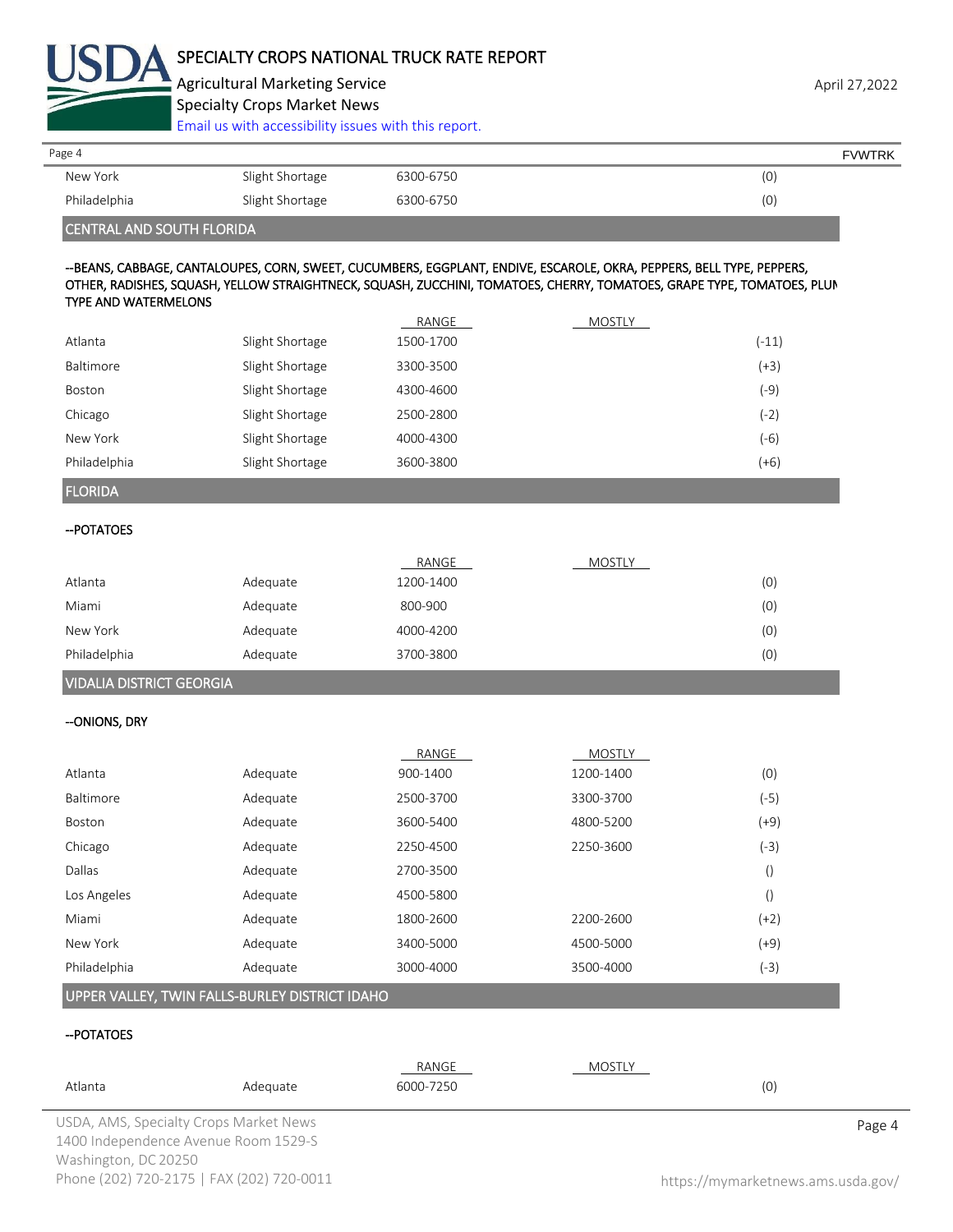| | | | | |
|---|---|---|---|---|
| New York | Slight Shortage | 6300-6750 | | (0) |
| Philadelphia | Slight Shortage | 6300-6750 | | (0) |

## CENTRAL AND SOUTH FLORIDA

**--BEANS, CABBAGE, CANTALOUPES, CORN, SWEET, CUCUMBERS, EGGPLANT, ENDIVE, ESCAROLE, OKRA, PEPPERS, BELL TYPE, PEPPERS, OTHER, RADISHES, SQUASH, YELLOW STRAIGHTNECK, SQUASH, ZUCCHINI, TOMATOES, CHERRY, TOMATOES, GRAPE TYPE, TOMATOES, PLUM TYPE AND WATERMELONS**

| | | RANGE | MOSTLY | |
|---|---|---|---|---|
| Atlanta | Slight Shortage | 1500-1700 | | (-11) |
| Baltimore | Slight Shortage | 3300-3500 | | (+3) |
| Boston | Slight Shortage | 4300-4600 | | (-9) |
| Chicago | Slight Shortage | 2500-2800 | | (-2) |
| New York | Slight Shortage | 4000-4300 | | (-6) |
| Philadelphia | Slight Shortage | 3600-3800 | | (+6) |

## FLORIDA

**--POTATOES**

| | | RANGE | MOSTLY | |
|---|---|---|---|---|
| Atlanta | Adequate | 1200-1400 | | (0) |
| Miami | Adequate | 800-900 | | (0) |
| New York | Adequate | 4000-4200 | | (0) |
| Philadelphia | Adequate | 3700-3800 | | (0) |

## VIDALIA DISTRICT GEORGIA

**--ONIONS, DRY**

| | | RANGE | MOSTLY | |
|---|---|---|---|---|
| Atlanta | Adequate | 900-1400 | 1200-1400 | (0) |
| Baltimore | Adequate | 2500-3700 | 3300-3700 | (-5) |
| Boston | Adequate | 3600-5400 | 4800-5200 | (+9) |
| Chicago | Adequate | 2250-4500 | 2250-3600 | (-3) |
| Dallas | Adequate | 2700-3500 | | () |
| Los Angeles | Adequate | 4500-5800 | | () |
| Miami | Adequate | 1800-2600 | 2200-2600 | (+2) |
| New York | Adequate | 3400-5000 | 4500-5000 | (+9) |
| Philadelphia | Adequate | 3000-4000 | 3500-4000 | (-3) |

## UPPER VALLEY, TWIN FALLS-BURLEY DISTRICT IDAHO

**--POTATOES**

| | | RANGE | MOSTLY | |
|---|---|---|---|---|
| Atlanta | Adequate | 6000-7250 | | (0) |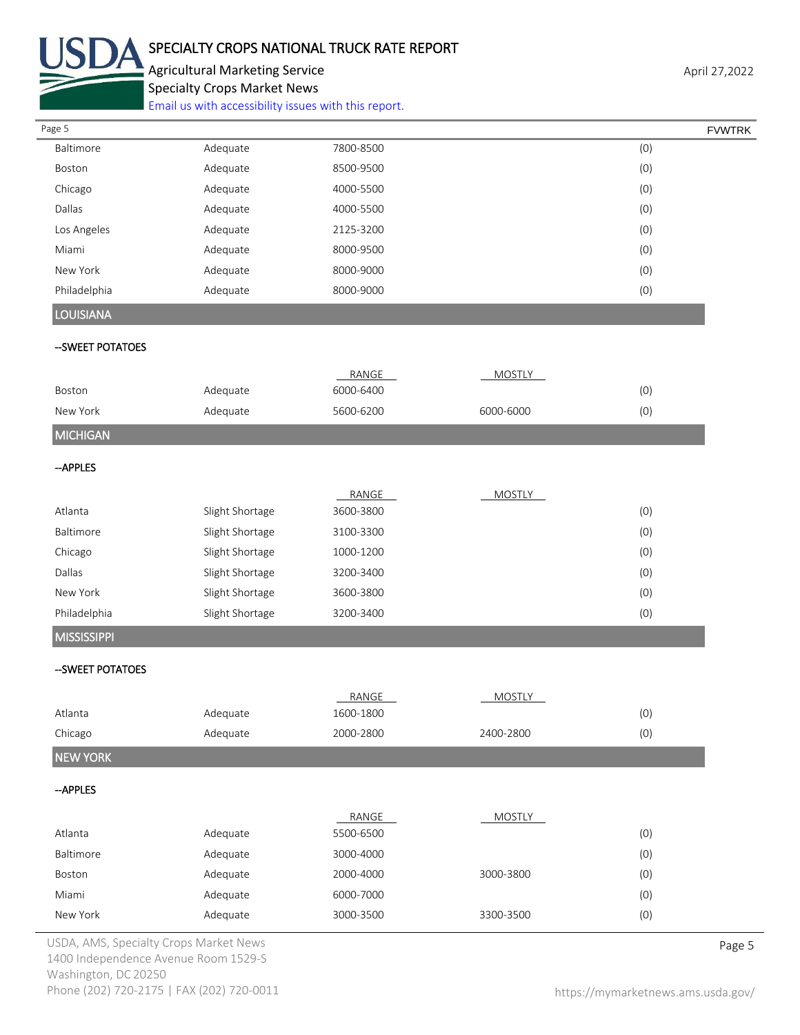| | | | | |
|---|---|---|---|---|
| Baltimore | Adequate | 7800-8500 | | (0) |
| Boston | Adequate | 8500-9500 | | (0) |
| Chicago | Adequate | 4000-5500 | | (0) |
| Dallas | Adequate | 4000-5500 | | (0) |
| Los Angeles | Adequate | 2125-3200 | | (0) |
| Miami | Adequate | 8000-9500 | | (0) |
| New York | Adequate | 8000-9000 | | (0) |
| Philadelphia | Adequate | 8000-9000 | | (0) |

## LOUISIANA

--SWEET POTATOES

| | | RANGE | MOSTLY | |
|---|---|---|---|---|
| Boston | Adequate | 6000-6400 | | (0) |
| New York | Adequate | 5600-6200 | 6000-6000 | (0) |

## MICHIGAN

--APPLES

| | | RANGE | MOSTLY | |
|---|---|---|---|---|
| Atlanta | Slight Shortage | 3600-3800 | | (0) |
| Baltimore | Slight Shortage | 3100-3300 | | (0) |
| Chicago | Slight Shortage | 1000-1200 | | (0) |
| Dallas | Slight Shortage | 3200-3400 | | (0) |
| New York | Slight Shortage | 3600-3800 | | (0) |
| Philadelphia | Slight Shortage | 3200-3400 | | (0) |

## MISSISSIPPI

--SWEET POTATOES

| | | RANGE | MOSTLY | |
|---|---|---|---|---|
| Atlanta | Adequate | 1600-1800 | | (0) |
| Chicago | Adequate | 2000-2800 | 2400-2800 | (0) |

## NEW YORK

--APPLES

| | | RANGE | MOSTLY | |
|---|---|---|---|---|
| Atlanta | Adequate | 5500-6500 | | (0) |
| Baltimore | Adequate | 3000-4000 | | (0) |
| Boston | Adequate | 2000-4000 | 3000-3800 | (0) |
| Miami | Adequate | 6000-7000 | | (0) |
| New York | Adequate | 3000-3500 | 3300-3500 | (0) |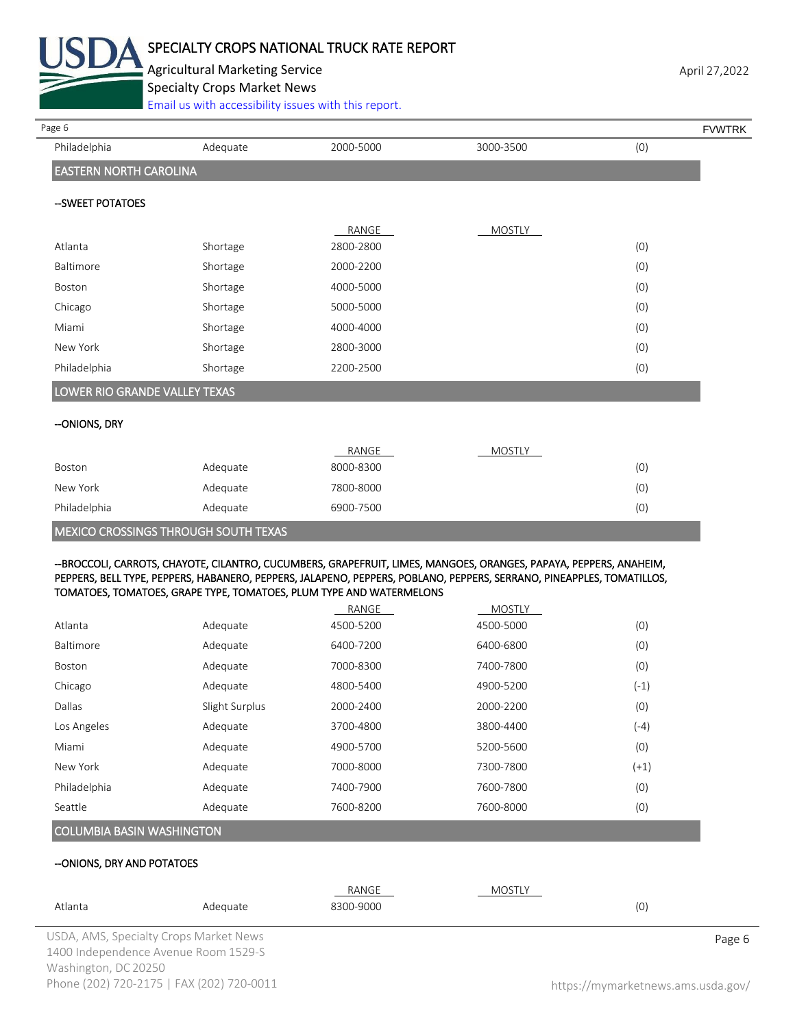| | | | | |
|---|---|---|---|---|
| Philadelphia | Adequate | 2000-5000 | 3000-3500 | (0) |

## EASTERN NORTH CAROLINA

--SWEET POTATOES

| | | RANGE | MOSTLY | |
|---|---|---|---|---|
| Atlanta | Shortage | 2800-2800 | | (0) |
| Baltimore | Shortage | 2000-2200 | | (0) |
| Boston | Shortage | 4000-5000 | | (0) |
| Chicago | Shortage | 5000-5000 | | (0) |
| Miami | Shortage | 4000-4000 | | (0) |
| New York | Shortage | 2800-3000 | | (0) |
| Philadelphia | Shortage | 2200-2500 | | (0) |

## LOWER RIO GRANDE VALLEY TEXAS

--ONIONS, DRY

| | | RANGE | MOSTLY | |
|---|---|---|---|---|
| Boston | Adequate | 8000-8300 | | (0) |
| New York | Adequate | 7800-8000 | | (0) |
| Philadelphia | Adequate | 6900-7500 | | (0) |

## MEXICO CROSSINGS THROUGH SOUTH TEXAS

--BROCCOLI, CARROTS, CHAYOTE, CILANTRO, CUCUMBERS, GRAPEFRUIT, LIMES, MANGOES, ORANGES, PAPAYA, PEPPERS, ANAHEIM, PEPPERS, BELL TYPE, PEPPERS, HABANERO, PEPPERS, JALAPENO, PEPPERS, POBLANO, PEPPERS, SERRANO, PINEAPPLES, TOMATILLOS, TOMATOES, TOMATOES, GRAPE TYPE, TOMATOES, PLUM TYPE AND WATERMELONS

| | | RANGE | MOSTLY | |
|---|---|---|---|---|
| Atlanta | Adequate | 4500-5200 | 4500-5000 | (0) |
| Baltimore | Adequate | 6400-7200 | 6400-6800 | (0) |
| Boston | Adequate | 7000-8300 | 7400-7800 | (0) |
| Chicago | Adequate | 4800-5400 | 4900-5200 | (-1) |
| Dallas | Slight Surplus | 2000-2400 | 2000-2200 | (0) |
| Los Angeles | Adequate | 3700-4800 | 3800-4400 | (-4) |
| Miami | Adequate | 4900-5700 | 5200-5600 | (0) |
| New York | Adequate | 7000-8000 | 7300-7800 | (+1) |
| Philadelphia | Adequate | 7400-7900 | 7600-7800 | (0) |
| Seattle | Adequate | 7600-8200 | 7600-8000 | (0) |

## COLUMBIA BASIN WASHINGTON

--ONIONS, DRY AND POTATOES

| | | RANGE | MOSTLY | |
|---|---|---|---|---|
| Atlanta | Adequate | 8300-9000 | | (0) |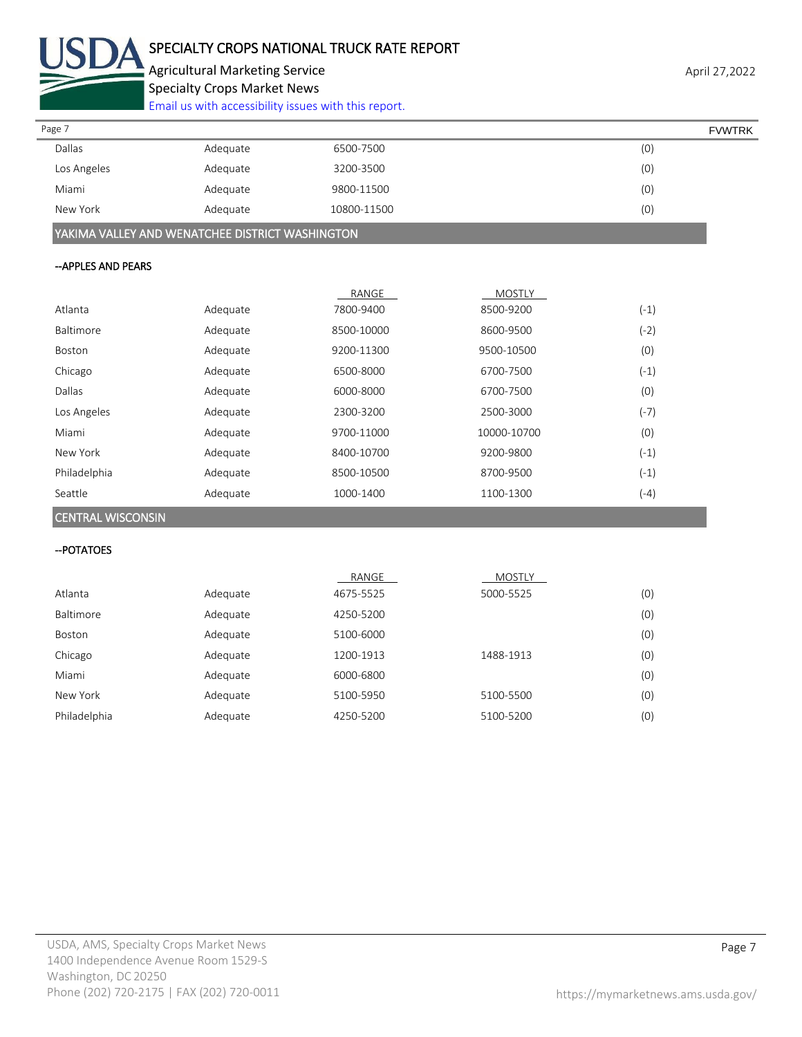| | | | | |
|---|---|---|---|---|
| Dallas | Adequate | 6500-7500 | | (0) |
| Los Angeles | Adequate | 3200-3500 | | (0) |
| Miami | Adequate | 9800-11500 | | (0) |
| New York | Adequate | 10800-11500 | | (0) |

## YAKIMA VALLEY AND WENATCHEE DISTRICT WASHINGTON

--APPLES AND PEARS

| | | RANGE | MOSTLY | |
|---|---|---|---|---|
| Atlanta | Adequate | 7800-9400 | 8500-9200 | (-1) |
| Baltimore | Adequate | 8500-10000 | 8600-9500 | (-2) |
| Boston | Adequate | 9200-11300 | 9500-10500 | (0) |
| Chicago | Adequate | 6500-8000 | 6700-7500 | (-1) |
| Dallas | Adequate | 6000-8000 | 6700-7500 | (0) |
| Los Angeles | Adequate | 2300-3200 | 2500-3000 | (-7) |
| Miami | Adequate | 9700-11000 | 10000-10700 | (0) |
| New York | Adequate | 8400-10700 | 9200-9800 | (-1) |
| Philadelphia | Adequate | 8500-10500 | 8700-9500 | (-1) |
| Seattle | Adequate | 1000-1400 | 1100-1300 | (-4) |

## CENTRAL WISCONSIN

--POTATOES

| | | RANGE | MOSTLY | |
|---|---|---|---|---|
| Atlanta | Adequate | 4675-5525 | 5000-5525 | (0) |
| Baltimore | Adequate | 4250-5200 | | (0) |
| Boston | Adequate | 5100-6000 | | (0) |
| Chicago | Adequate | 1200-1913 | 1488-1913 | (0) |
| Miami | Adequate | 6000-6800 | | (0) |
| New York | Adequate | 5100-5950 | 5100-5500 | (0) |
| Philadelphia | Adequate | 4250-5200 | 5100-5200 | (0) |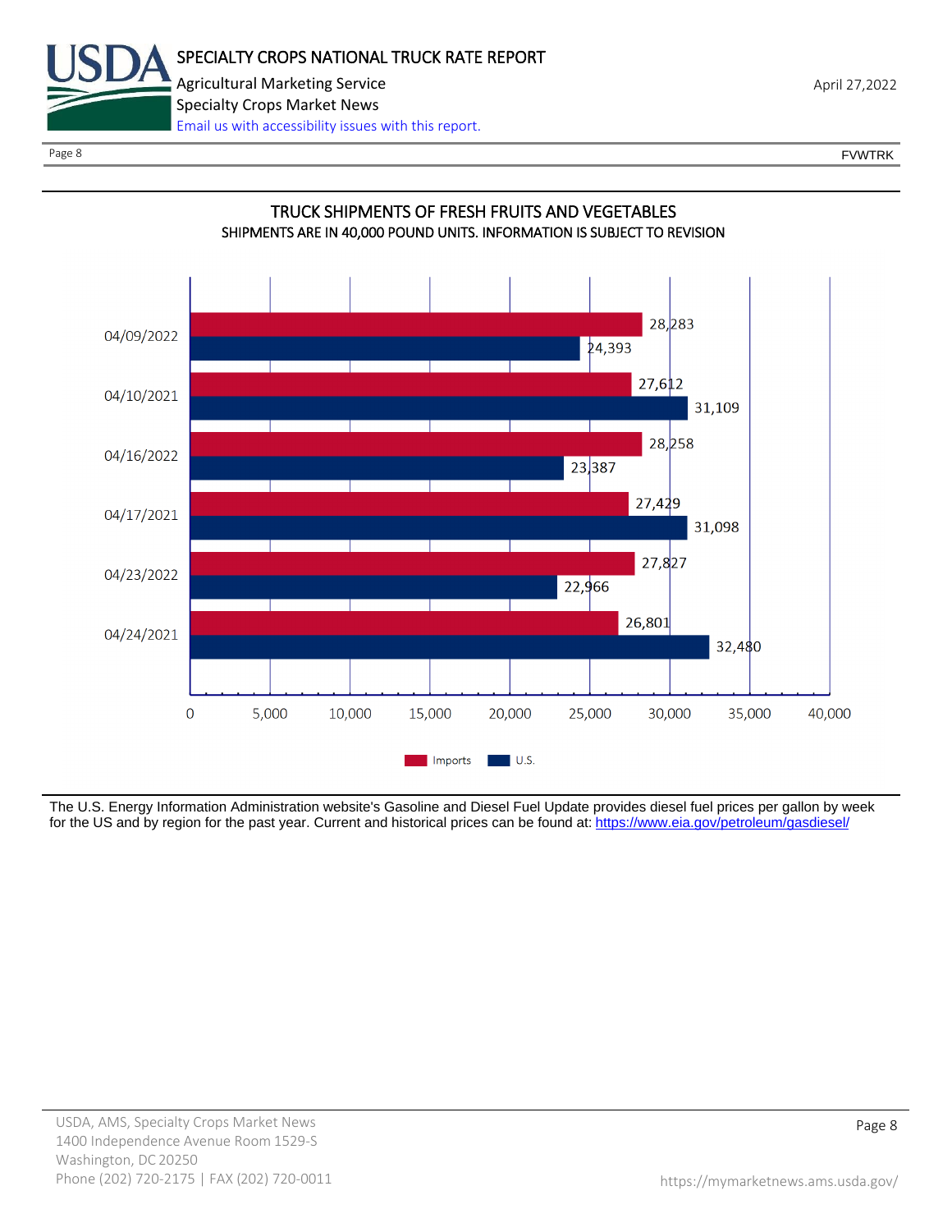# SPECIALTY CROPS NATIONAL TRUCK RATE REPORT

Agricultural Marketing Service
Specialty Crops Market News
Email us with accessibility issues with this report.

April 27,2022

FVWTRK

## TRUCK SHIPMENTS OF FRESH FRUITS AND VEGETABLES

SHIPMENTS ARE IN 40,000 POUND UNITS. INFORMATION IS SUBJECT TO REVISION

04/09/2022
28,283
24,393
04/10/2021
27,612
31,109
04/16/2022
28,258
23,387
04/17/2021
27,429
31,098
04/23/2022
27,827
22,966
04/24/2021
26,801
32,480

0
5,000
10,000
15,000
20,000
25,000
30,000
35,000
40,000

Imports
U.S.

The U.S. Energy Information Administration website's Gasoline and Diesel Fuel Update provides diesel fuel prices per gallon by week for the US and by region for the past year. Current and historical prices can be found at: https://www.eia.gov/petroleum/gasdiesel/

USDA, AMS, Specialty Crops Market News
1400 Independence Avenue Room 1529-S
Washington, DC 20250
Phone (202) 720-2175 | FAX (202) 720-0011

https://mymarketnews.ams.usda.gov/